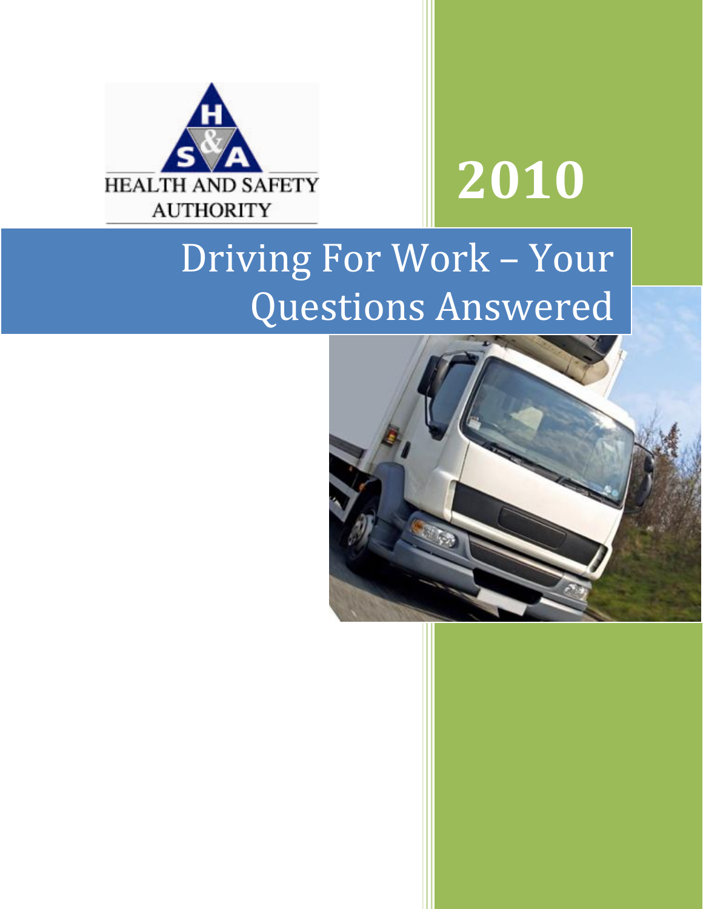HEALTH AND SAFETY AUTHORITY

2010

# Driving For Work – Your Questions Answered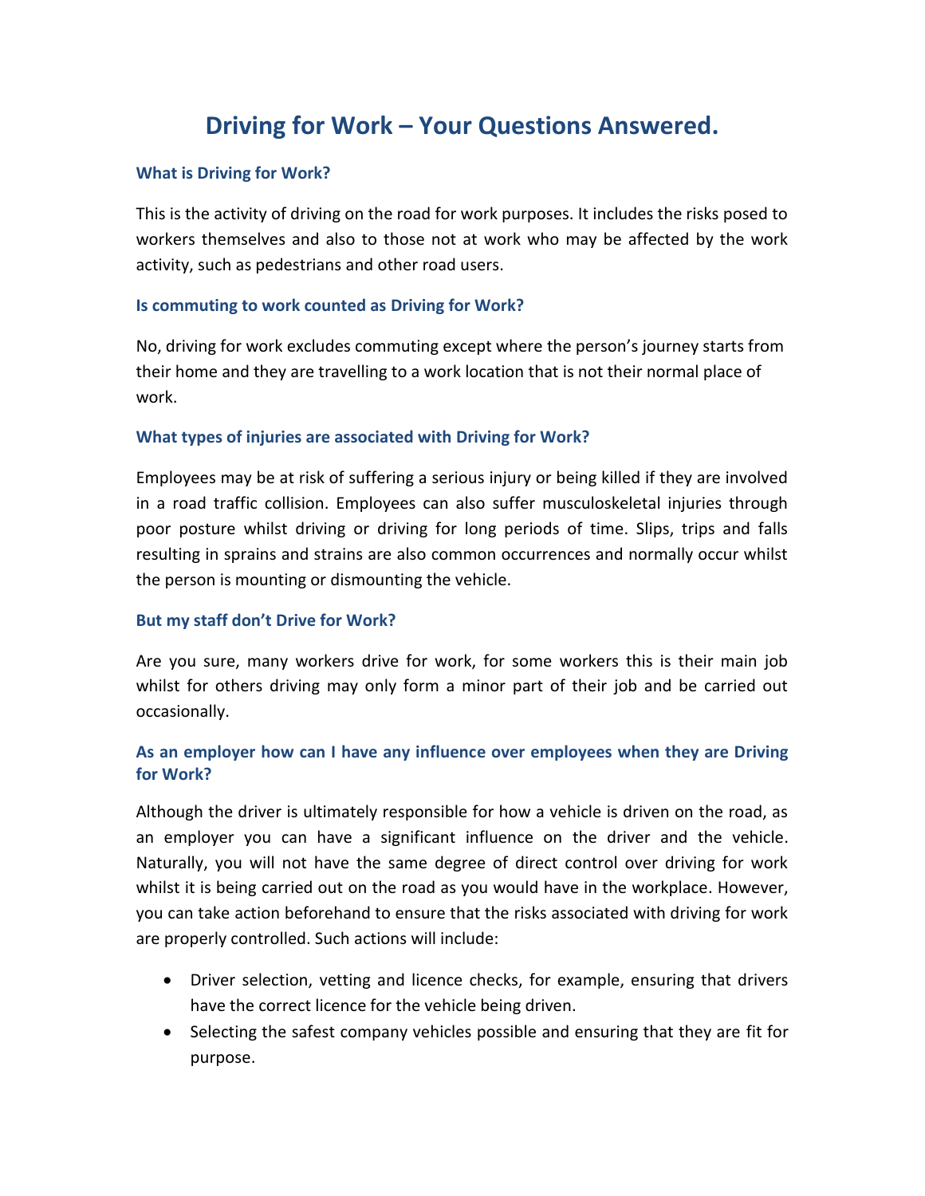# Driving for Work – Your Questions Answered.

### What is Driving for Work?

This is the activity of driving on the road for work purposes. It includes the risks posed to workers themselves and also to those not at work who may be affected by the work activity, such as pedestrians and other road users.

### Is commuting to work counted as Driving for Work?

No, driving for work excludes commuting except where the person's journey starts from their home and they are travelling to a work location that is not their normal place of work.

### What types of injuries are associated with Driving for Work?

Employees may be at risk of suffering a serious injury or being killed if they are involved in a road traffic collision. Employees can also suffer musculoskeletal injuries through poor posture whilst driving or driving for long periods of time. Slips, trips and falls resulting in sprains and strains are also common occurrences and normally occur whilst the person is mounting or dismounting the vehicle.

### But my staff don't Drive for Work?

Are you sure, many workers drive for work, for some workers this is their main job whilst for others driving may only form a minor part of their job and be carried out occasionally.

### As an employer how can I have any influence over employees when they are Driving for Work?

Although the driver is ultimately responsible for how a vehicle is driven on the road, as an employer you can have a significant influence on the driver and the vehicle. Naturally, you will not have the same degree of direct control over driving for work whilst it is being carried out on the road as you would have in the workplace. However, you can take action beforehand to ensure that the risks associated with driving for work are properly controlled. Such actions will include:

- Driver selection, vetting and licence checks, for example, ensuring that drivers have the correct licence for the vehicle being driven.
- Selecting the safest company vehicles possible and ensuring that they are fit for purpose.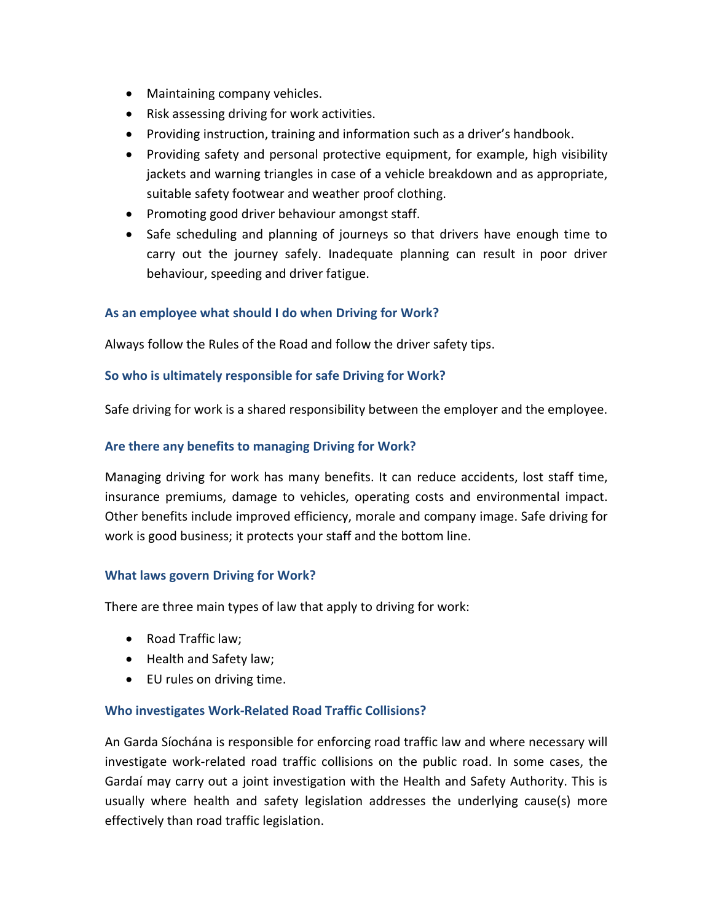- Maintaining company vehicles.
- Risk assessing driving for work activities.
- Providing instruction, training and information such as a driver's handbook.
- Providing safety and personal protective equipment, for example, high visibility jackets and warning triangles in case of a vehicle breakdown and as appropriate, suitable safety footwear and weather proof clothing.
- Promoting good driver behaviour amongst staff.
- Safe scheduling and planning of journeys so that drivers have enough time to carry out the journey safely. Inadequate planning can result in poor driver behaviour, speeding and driver fatigue.

### As an employee what should I do when Driving for Work?

Always follow the Rules of the Road and follow the driver safety tips.

### So who is ultimately responsible for safe Driving for Work?

Safe driving for work is a shared responsibility between the employer and the employee.

### Are there any benefits to managing Driving for Work?

Managing driving for work has many benefits. It can reduce accidents, lost staff time, insurance premiums, damage to vehicles, operating costs and environmental impact. Other benefits include improved efficiency, morale and company image. Safe driving for work is good business; it protects your staff and the bottom line.

### What laws govern Driving for Work?

There are three main types of law that apply to driving for work:

- Road Traffic law;
- Health and Safety law;
- EU rules on driving time.

### Who investigates Work-Related Road Traffic Collisions?

An Garda Síochána is responsible for enforcing road traffic law and where necessary will investigate work-related road traffic collisions on the public road. In some cases, the Gardaí may carry out a joint investigation with the Health and Safety Authority. This is usually where health and safety legislation addresses the underlying cause(s) more effectively than road traffic legislation.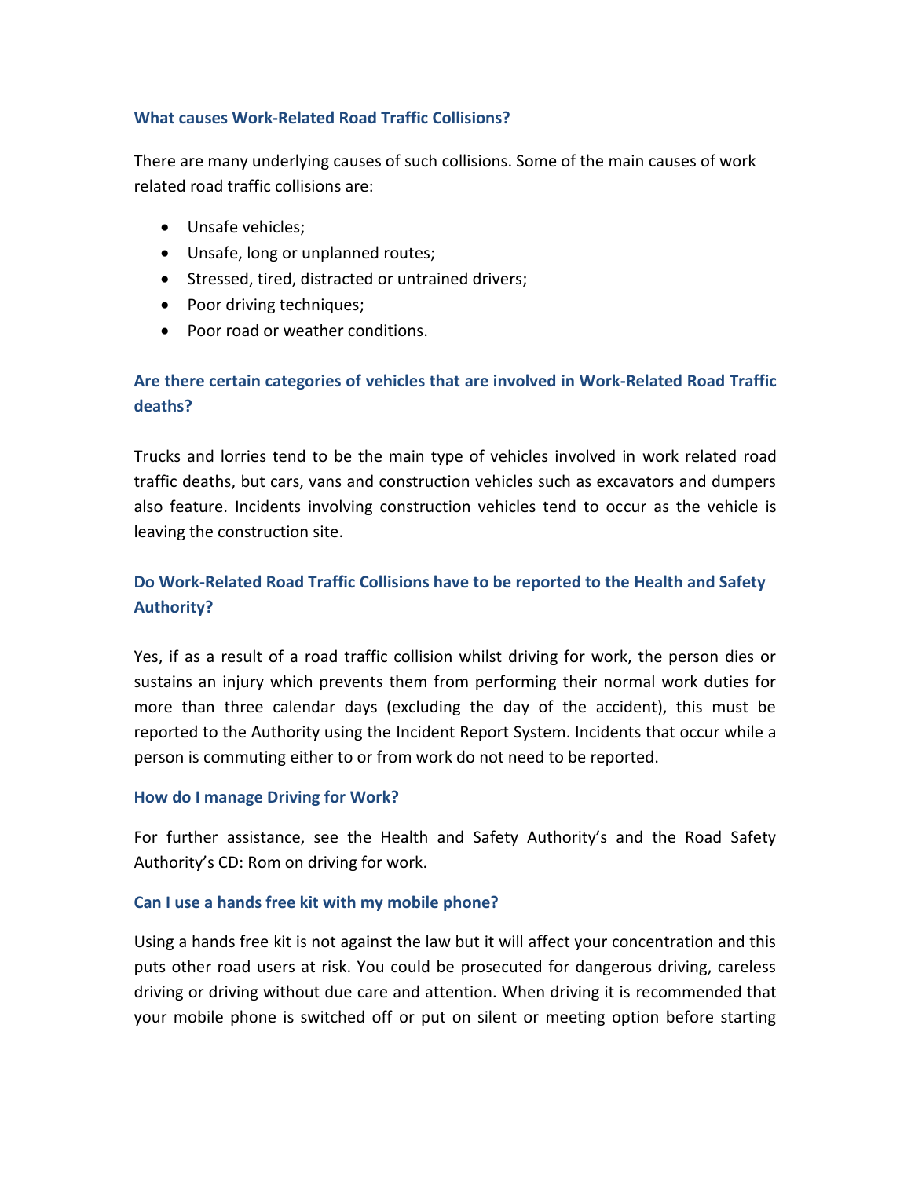### What causes Work-Related Road Traffic Collisions?

There are many underlying causes of such collisions. Some of the main causes of work related road traffic collisions are:

- Unsafe vehicles;
- Unsafe, long or unplanned routes;
- Stressed, tired, distracted or untrained drivers;
- Poor driving techniques;
- Poor road or weather conditions.

### Are there certain categories of vehicles that are involved in Work-Related Road Traffic deaths?

Trucks and lorries tend to be the main type of vehicles involved in work related road traffic deaths, but cars, vans and construction vehicles such as excavators and dumpers also feature. Incidents involving construction vehicles tend to occur as the vehicle is leaving the construction site.

### Do Work-Related Road Traffic Collisions have to be reported to the Health and Safety Authority?

Yes, if as a result of a road traffic collision whilst driving for work, the person dies or sustains an injury which prevents them from performing their normal work duties for more than three calendar days (excluding the day of the accident), this must be reported to the Authority using the Incident Report System. Incidents that occur while a person is commuting either to or from work do not need to be reported.

### How do I manage Driving for Work?

For further assistance, see the Health and Safety Authority's and the Road Safety Authority's CD: Rom on driving for work.

### Can I use a hands free kit with my mobile phone?

Using a hands free kit is not against the law but it will affect your concentration and this puts other road users at risk. You could be prosecuted for dangerous driving, careless driving or driving without due care and attention. When driving it is recommended that your mobile phone is switched off or put on silent or meeting option before starting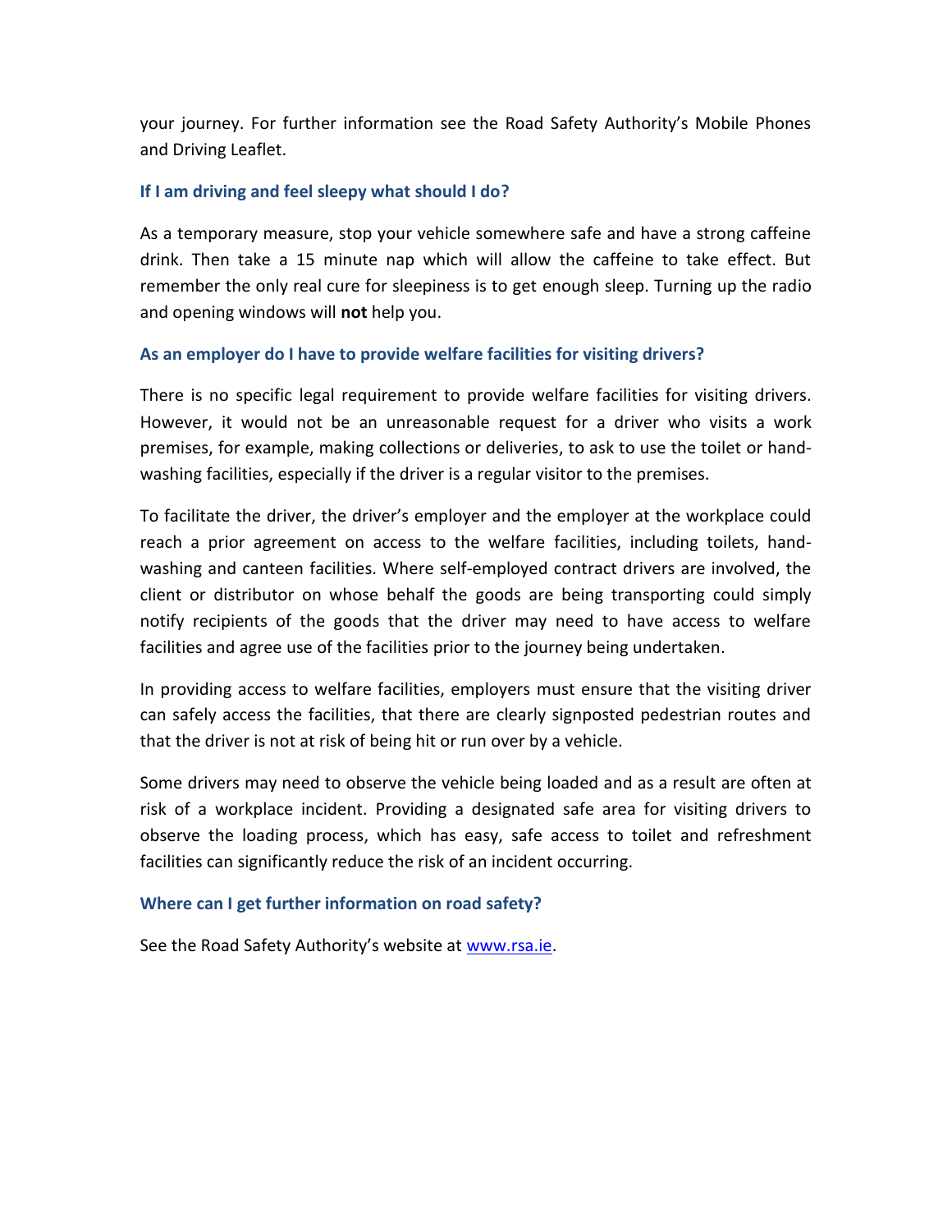your journey. For further information see the Road Safety Authority's Mobile Phones and Driving Leaflet.

### If I am driving and feel sleepy what should I do?

As a temporary measure, stop your vehicle somewhere safe and have a strong caffeine drink. Then take a 15 minute nap which will allow the caffeine to take effect. But remember the only real cure for sleepiness is to get enough sleep. Turning up the radio and opening windows will **not** help you.

### As an employer do I have to provide welfare facilities for visiting drivers?

There is no specific legal requirement to provide welfare facilities for visiting drivers. However, it would not be an unreasonable request for a driver who visits a work premises, for example, making collections or deliveries, to ask to use the toilet or hand-washing facilities, especially if the driver is a regular visitor to the premises.

To facilitate the driver, the driver's employer and the employer at the workplace could reach a prior agreement on access to the welfare facilities, including toilets, hand-washing and canteen facilities. Where self-employed contract drivers are involved, the client or distributor on whose behalf the goods are being transporting could simply notify recipients of the goods that the driver may need to have access to welfare facilities and agree use of the facilities prior to the journey being undertaken.

In providing access to welfare facilities, employers must ensure that the visiting driver can safely access the facilities, that there are clearly signposted pedestrian routes and that the driver is not at risk of being hit or run over by a vehicle.

Some drivers may need to observe the vehicle being loaded and as a result are often at risk of a workplace incident. Providing a designated safe area for visiting drivers to observe the loading process, which has easy, safe access to toilet and refreshment facilities can significantly reduce the risk of an incident occurring.

### Where can I get further information on road safety?

See the Road Safety Authority's website at [www.rsa.ie](http://www.rsa.ie).